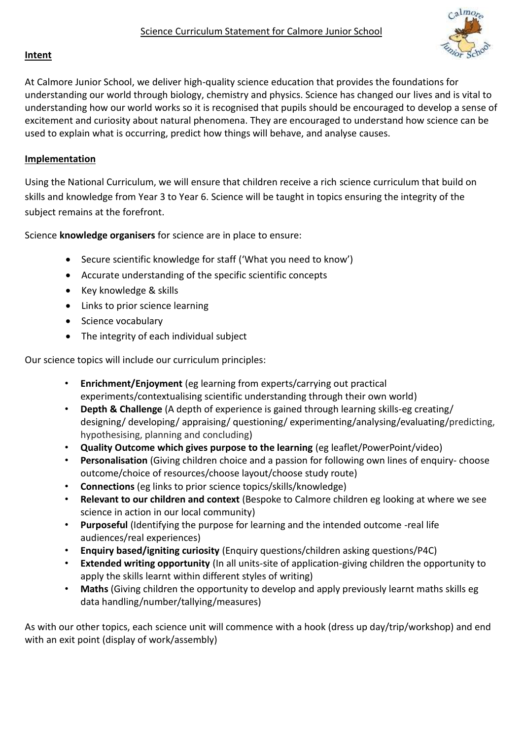# Science Curriculum Statement for Calmore Junior School

## Intent

At Calmore Junior School, we deliver high-quality science education that provides the foundations for understanding our world through biology, chemistry and physics. Science has changed our lives and is vital to understanding how our world works so it is recognised that pupils should be encouraged to develop a sense of excitement and curiosity about natural phenomena. They are encouraged to understand how science can be used to explain what is occurring, predict how things will behave, and analyse causes.

## Implementation

Using the National Curriculum, we will ensure that children receive a rich science curriculum that build on skills and knowledge from Year 3 to Year 6. Science will be taught in topics ensuring the integrity of the subject remains at the forefront.

Science **knowledge organisers** for science are in place to ensure:

- Secure scientific knowledge for staff ('What you need to know')
- Accurate understanding of the specific scientific concepts
- Key knowledge & skills
- Links to prior science learning
- Science vocabulary
- The integrity of each individual subject

Our science topics will include our curriculum principles:

- **Enrichment/Enjoyment** (eg learning from experts/carrying out practical experiments/contextualising scientific understanding through their own world)
- **Depth & Challenge** (A depth of experience is gained through learning skills-eg creating/ designing/ developing/ appraising/ questioning/ experimenting/analysing/evaluating/predicting, hypothesising, planning and concluding)
- **Quality Outcome which gives purpose to the learning** (eg leaflet/PowerPoint/video)
- **Personalisation** (Giving children choice and a passion for following own lines of enquiry- choose outcome/choice of resources/choose layout/choose study route)
- **Connections** (eg links to prior science topics/skills/knowledge)
- **Relevant to our children and context** (Bespoke to Calmore children eg looking at where we see science in action in our local community)
- **Purposeful** (Identifying the purpose for learning and the intended outcome -real life audiences/real experiences)
- **Enquiry based/igniting curiosity** (Enquiry questions/children asking questions/P4C)
- **Extended writing opportunity** (In all units-site of application-giving children the opportunity to apply the skills learnt within different styles of writing)
- **Maths** (Giving children the opportunity to develop and apply previously learnt maths skills eg data handling/number/tallying/measures)

As with our other topics, each science unit will commence with a hook (dress up day/trip/workshop) and end with an exit point (display of work/assembly)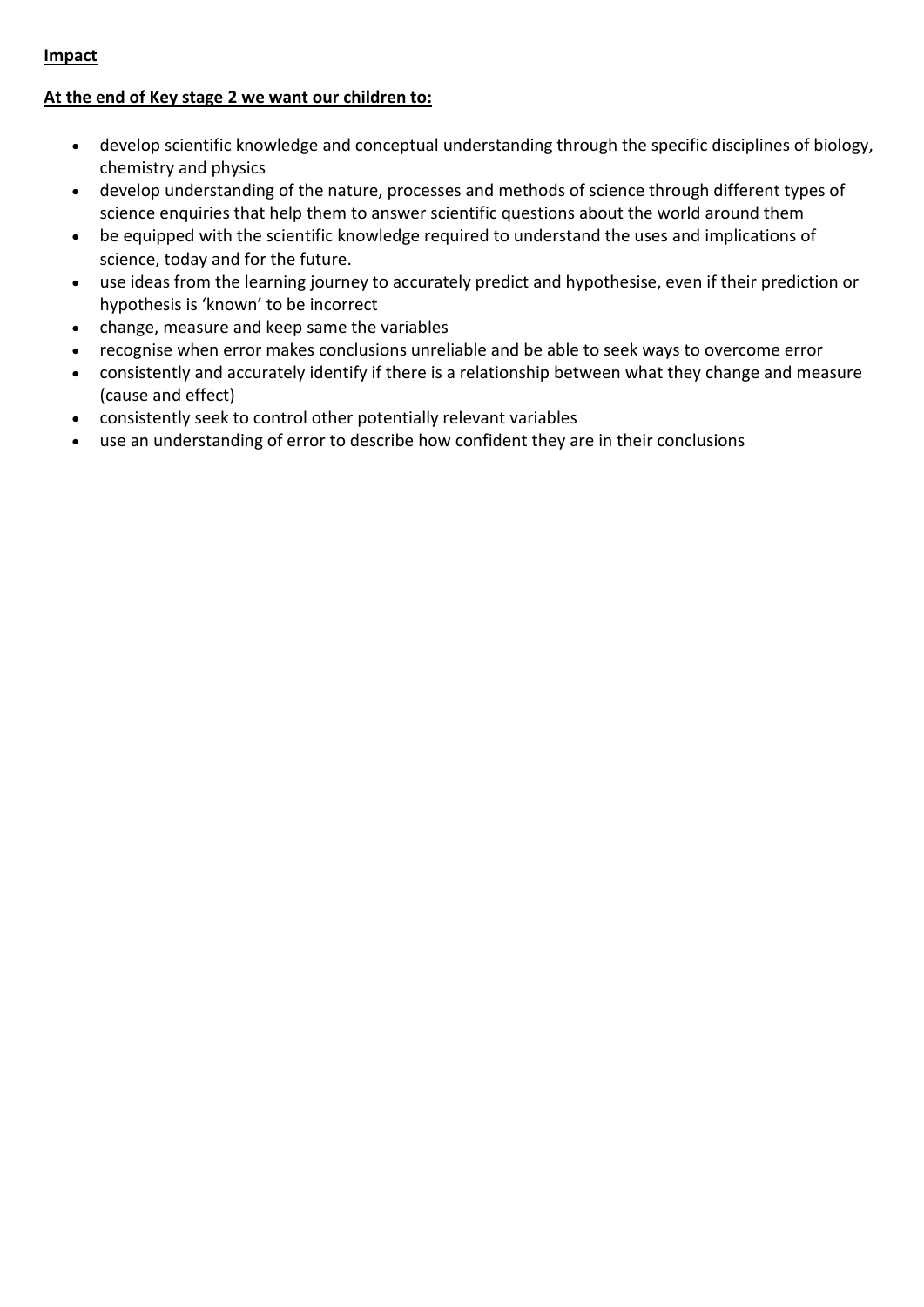**Impact**

**At the end of Key stage 2 we want our children to:**

- develop scientific knowledge and conceptual understanding through the specific disciplines of biology, chemistry and physics
- develop understanding of the nature, processes and methods of science through different types of science enquiries that help them to answer scientific questions about the world around them
- be equipped with the scientific knowledge required to understand the uses and implications of science, today and for the future.
- use ideas from the learning journey to accurately predict and hypothesise, even if their prediction or hypothesis is 'known' to be incorrect
- change, measure and keep same the variables
- recognise when error makes conclusions unreliable and be able to seek ways to overcome error
- consistently and accurately identify if there is a relationship between what they change and measure (cause and effect)
- consistently seek to control other potentially relevant variables
- use an understanding of error to describe how confident they are in their conclusions